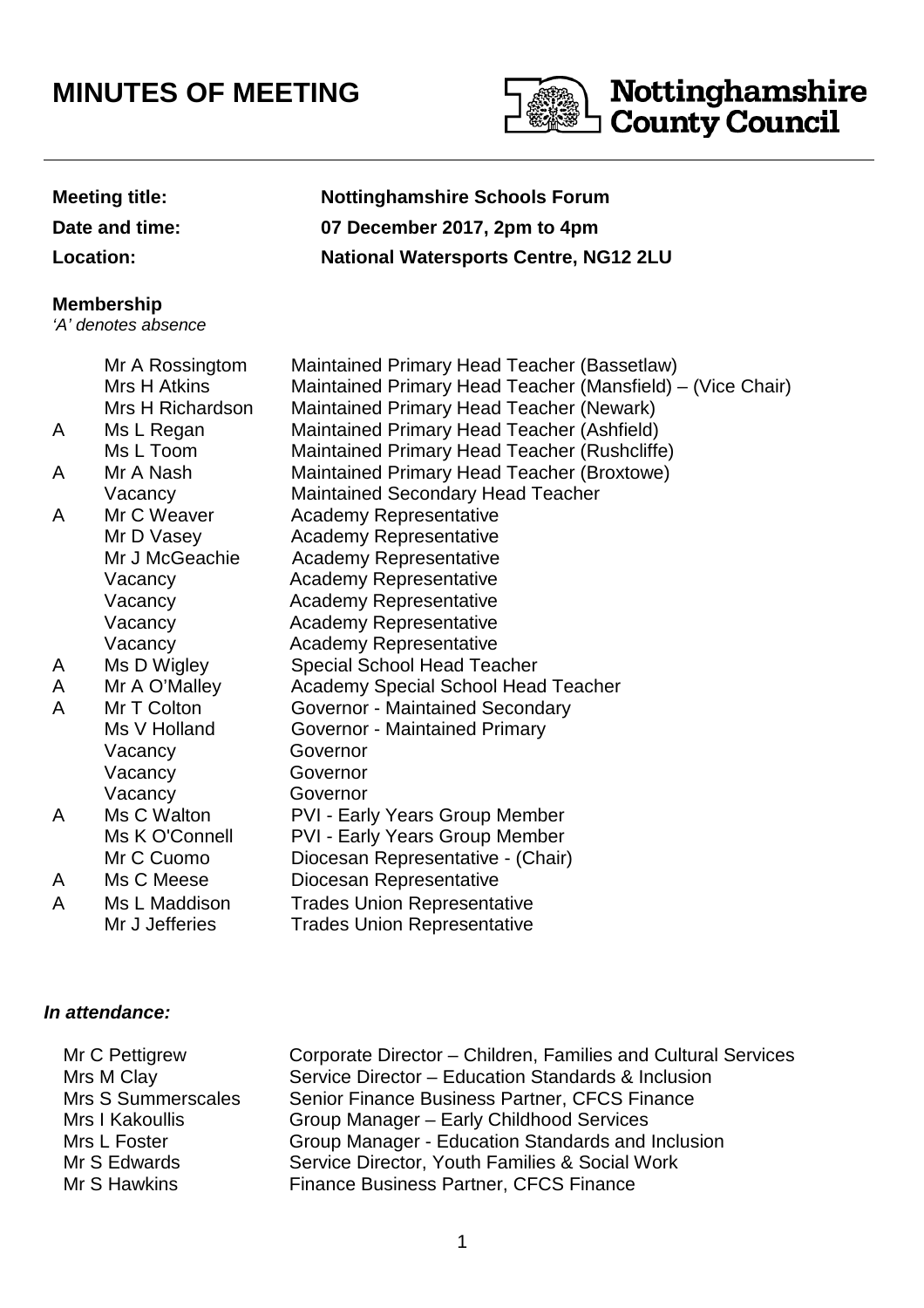# MINUTES OF MEETING

Nottinghamshire County Council

| | |
|---|---|
| **Meeting title:** | **Nottinghamshire Schools Forum** |
| **Date and time:** | **07 December 2017, 2pm to 4pm** |
| **Location:** | **National Watersports Centre, NG12 2LU** |

**Membership**
*'A' denotes absence*

| | | |
|---|---|---|
| | Mr A Rossingtom | Maintained Primary Head Teacher (Bassetlaw) |
| | Mrs H Atkins | Maintained Primary Head Teacher (Mansfield) – (Vice Chair) |
| | Mrs H Richardson | Maintained Primary Head Teacher (Newark) |
| A | Ms L Regan | Maintained Primary Head Teacher (Ashfield) |
| | Ms L Toom | Maintained Primary Head Teacher (Rushcliffe) |
| A | Mr A Nash | Maintained Primary Head Teacher (Broxtowe) |
| | Vacancy | Maintained Secondary Head Teacher |
| A | Mr C Weaver | Academy Representative |
| | Mr D Vasey | Academy Representative |
| | Mr J McGeachie | Academy Representative |
| | Vacancy | Academy Representative |
| | Vacancy | Academy Representative |
| | Vacancy | Academy Representative |
| | Vacancy | Academy Representative |
| A | Ms D Wigley | Special School Head Teacher |
| A | Mr A O'Malley | Academy Special School Head Teacher |
| A | Mr T Colton | Governor - Maintained Secondary |
| | Ms V Holland | Governor - Maintained Primary |
| | Vacancy | Governor |
| | Vacancy | Governor |
| | Vacancy | Governor |
| A | Ms C Walton | PVI - Early Years Group Member |
| | Ms K O'Connell | PVI - Early Years Group Member |
| | Mr C Cuomo | Diocesan Representative - (Chair) |
| A | Ms C Meese | Diocesan Representative |
| A | Ms L Maddison | Trades Union Representative |
| | Mr J Jefferies | Trades Union Representative |

***In attendance:***

| | |
|---|---|
| Mr C Pettigrew | Corporate Director – Children, Families and Cultural Services |
| Mrs M Clay | Service Director – Education Standards & Inclusion |
| Mrs S Summerscales | Senior Finance Business Partner, CFCS Finance |
| Mrs I Kakoullis | Group Manager – Early Childhood Services |
| Mrs L Foster | Group Manager - Education Standards and Inclusion |
| Mr S Edwards | Service Director, Youth Families & Social Work |
| Mr S Hawkins | Finance Business Partner, CFCS Finance |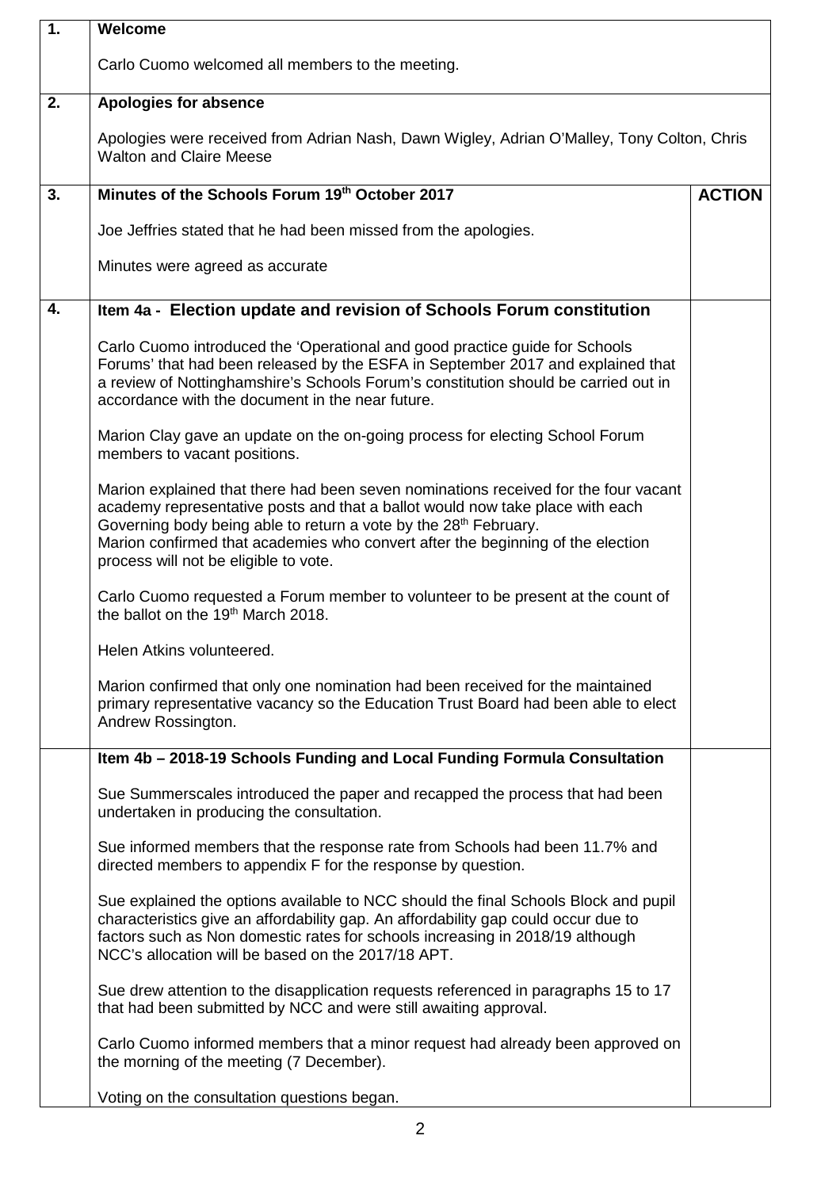| | | |
|---|---|---|
| **1.** | **Welcome**<br><br>Carlo Cuomo welcomed all members to the meeting. | |
| **2.** | **Apologies for absence**<br><br>Apologies were received from Adrian Nash, Dawn Wigley, Adrian O'Malley, Tony Colton, Chris Walton and Claire Meese | |
| **3.** | **Minutes of the Schools Forum 19th October 2017**<br><br>Joe Jeffries stated that he had been missed from the apologies.<br><br>Minutes were agreed as accurate | **ACTION** |
| **4.** | **Item 4a - Election update and revision of Schools Forum constitution**<br><br>Carlo Cuomo introduced the 'Operational and good practice guide for Schools Forums' that had been released by the ESFA in September 2017 and explained that a review of Nottinghamshire's Schools Forum's constitution should be carried out in accordance with the document in the near future.<br><br>Marion Clay gave an update on the on-going process for electing School Forum members to vacant positions.<br><br>Marion explained that there had been seven nominations received for the four vacant academy representative posts and that a ballot would now take place with each Governing body being able to return a vote by the 28th February.<br>Marion confirmed that academies who convert after the beginning of the election process will not be eligible to vote.<br><br>Carlo Cuomo requested a Forum member to volunteer to be present at the count of the ballot on the 19th March 2018.<br><br>Helen Atkins volunteered.<br><br>Marion confirmed that only one nomination had been received for the maintained primary representative vacancy so the Education Trust Board had been able to elect Andrew Rossington. | |
| | **Item 4b – 2018-19 Schools Funding and Local Funding Formula Consultation**<br><br>Sue Summerscales introduced the paper and recapped the process that had been undertaken in producing the consultation.<br><br>Sue informed members that the response rate from Schools had been 11.7% and directed members to appendix F for the response by question.<br><br>Sue explained the options available to NCC should the final Schools Block and pupil characteristics give an affordability gap. An affordability gap could occur due to factors such as Non domestic rates for schools increasing in 2018/19 although NCC's allocation will be based on the 2017/18 APT.<br><br>Sue drew attention to the disapplication requests referenced in paragraphs 15 to 17 that had been submitted by NCC and were still awaiting approval.<br><br>Carlo Cuomo informed members that a minor request had already been approved on the morning of the meeting (7 December).<br><br>Voting on the consultation questions began. | |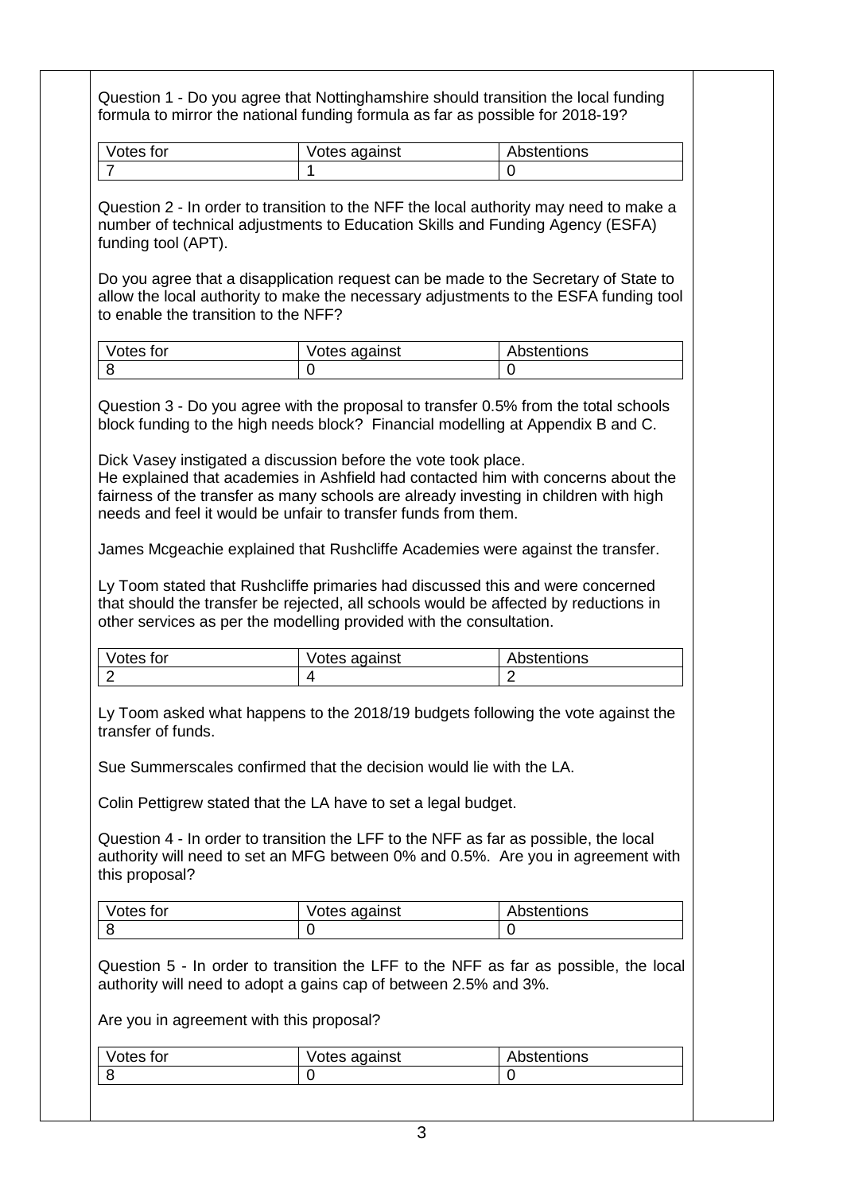Question 1 - Do you agree that Nottinghamshire should transition the local funding formula to mirror the national funding formula as far as possible for 2018-19?

| Votes for | Votes against | Abstentions |
| --- | --- | --- |
| 7 | 1 | 0 |

Question 2 - In order to transition to the NFF the local authority may need to make a number of technical adjustments to Education Skills and Funding Agency (ESFA) funding tool (APT).

Do you agree that a disapplication request can be made to the Secretary of State to allow the local authority to make the necessary adjustments to the ESFA funding tool to enable the transition to the NFF?

| Votes for | Votes against | Abstentions |
| --- | --- | --- |
| 8 | 0 | 0 |

Question 3 - Do you agree with the proposal to transfer 0.5% from the total schools block funding to the high needs block? Financial modelling at Appendix B and C.

Dick Vasey instigated a discussion before the vote took place.
He explained that academies in Ashfield had contacted him with concerns about the fairness of the transfer as many schools are already investing in children with high needs and feel it would be unfair to transfer funds from them.

James Mcgeachie explained that Rushcliffe Academies were against the transfer.

Ly Toom stated that Rushcliffe primaries had discussed this and were concerned that should the transfer be rejected, all schools would be affected by reductions in other services as per the modelling provided with the consultation.

| Votes for | Votes against | Abstentions |
| --- | --- | --- |
| 2 | 4 | 2 |

Ly Toom asked what happens to the 2018/19 budgets following the vote against the transfer of funds.

Sue Summerscales confirmed that the decision would lie with the LA.

Colin Pettigrew stated that the LA have to set a legal budget.

Question 4 - In order to transition the LFF to the NFF as far as possible, the local authority will need to set an MFG between 0% and 0.5%. Are you in agreement with this proposal?

| Votes for | Votes against | Abstentions |
| --- | --- | --- |
| 8 | 0 | 0 |

Question 5 - In order to transition the LFF to the NFF as far as possible, the local authority will need to adopt a gains cap of between 2.5% and 3%.

Are you in agreement with this proposal?

| Votes for | Votes against | Abstentions |
| --- | --- | --- |
| 8 | 0 | 0 |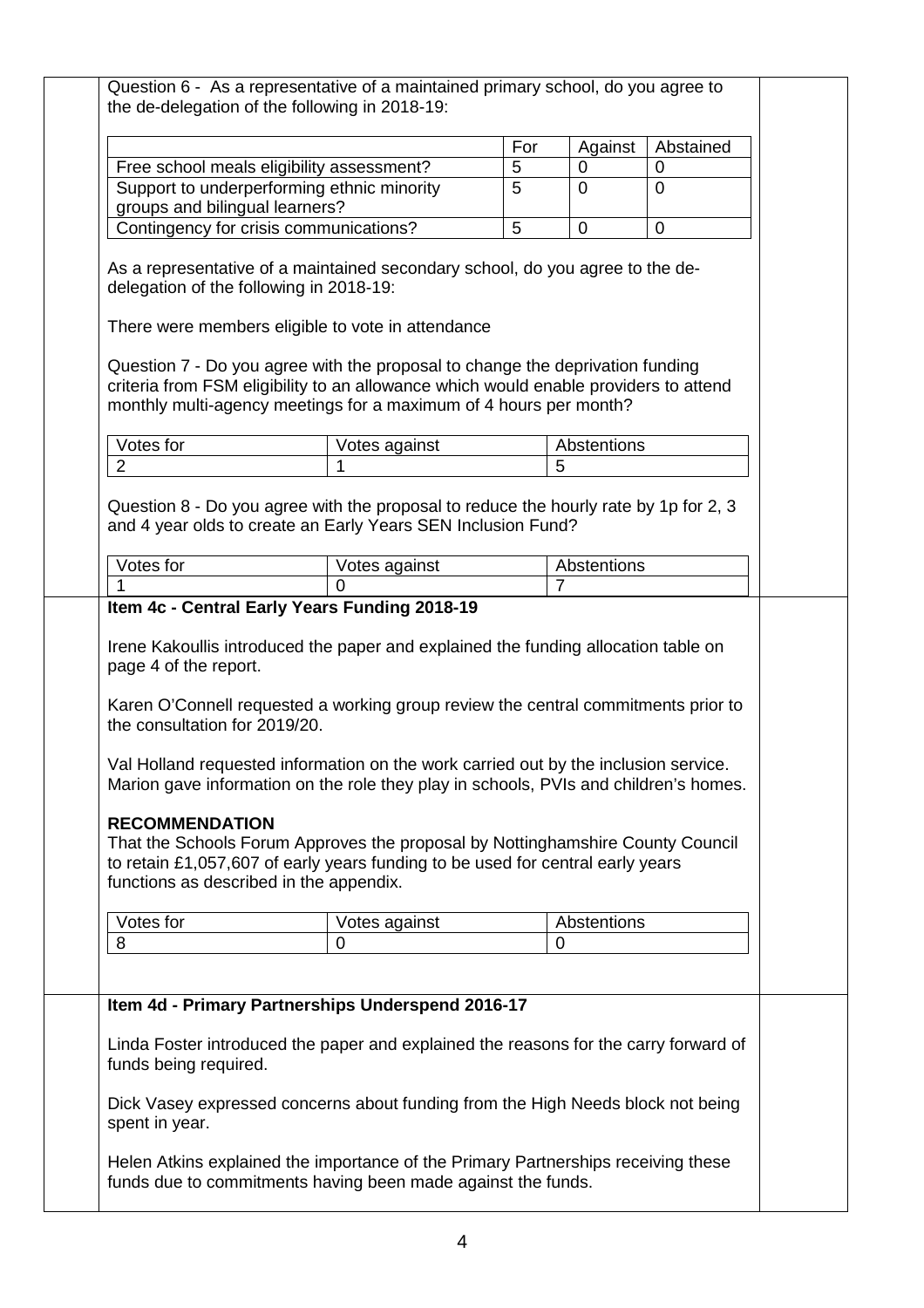Question 6 - As a representative of a maintained primary school, do you agree to the de-delegation of the following in 2018-19:

| | For | Against | Abstained |
|---|---|---|---|
| Free school meals eligibility assessment? | 5 | 0 | 0 |
| Support to underperforming ethnic minority groups and bilingual learners? | 5 | 0 | 0 |
| Contingency for crisis communications? | 5 | 0 | 0 |

As a representative of a maintained secondary school, do you agree to the de-delegation of the following in 2018-19:

There were members eligible to vote in attendance

Question 7 - Do you agree with the proposal to change the deprivation funding criteria from FSM eligibility to an allowance which would enable providers to attend monthly multi-agency meetings for a maximum of 4 hours per month?

| Votes for | Votes against | Abstentions |
|---|---|---|
| 2 | 1 | 5 |

Question 8 - Do you agree with the proposal to reduce the hourly rate by 1p for 2, 3 and 4 year olds to create an Early Years SEN Inclusion Fund?

| Votes for | Votes against | Abstentions |
|---|---|---|
| 1 | 0 | 7 |

**Item 4c - Central Early Years Funding 2018-19**

Irene Kakoullis introduced the paper and explained the funding allocation table on page 4 of the report.

Karen O'Connell requested a working group review the central commitments prior to the consultation for 2019/20.

Val Holland requested information on the work carried out by the inclusion service. Marion gave information on the role they play in schools, PVIs and children's homes.

**RECOMMENDATION**

That the Schools Forum Approves the proposal by Nottinghamshire County Council to retain £1,057,607 of early years funding to be used for central early years functions as described in the appendix.

| Votes for | Votes against | Abstentions |
|---|---|---|
| 8 | 0 | 0 |

**Item 4d - Primary Partnerships Underspend 2016-17**

Linda Foster introduced the paper and explained the reasons for the carry forward of funds being required.

Dick Vasey expressed concerns about funding from the High Needs block not being spent in year.

Helen Atkins explained the importance of the Primary Partnerships receiving these funds due to commitments having been made against the funds.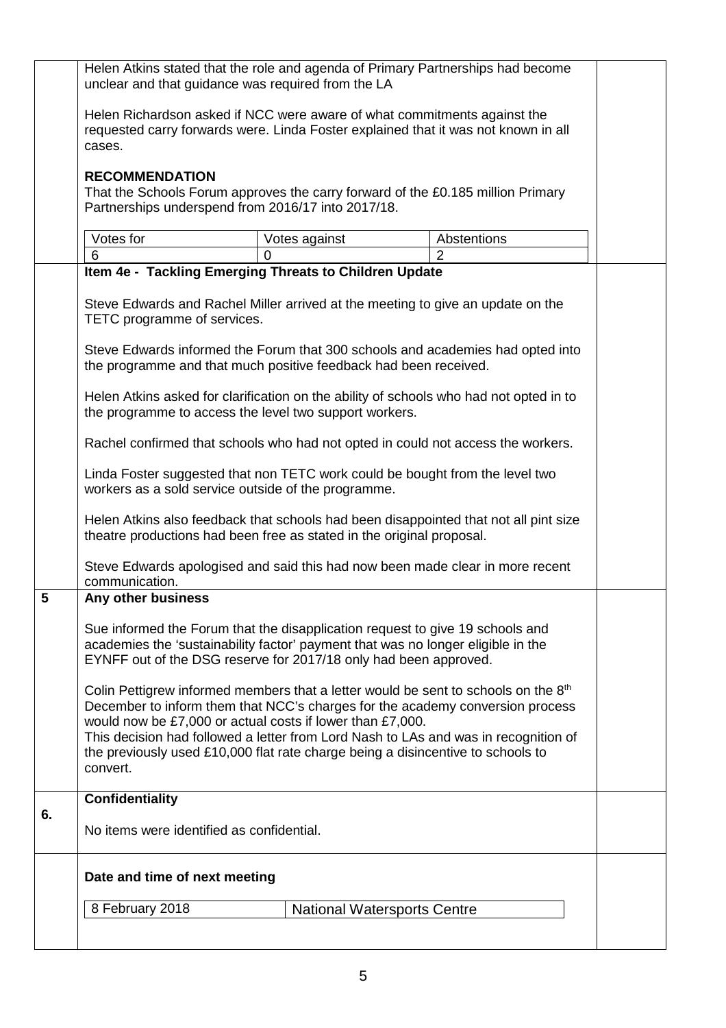Helen Atkins stated that the role and agenda of Primary Partnerships had become unclear and that guidance was required from the LA

Helen Richardson asked if NCC were aware of what commitments against the requested carry forwards were. Linda Foster explained that it was not known in all cases.

**RECOMMENDATION**

That the Schools Forum approves the carry forward of the £0.185 million Primary Partnerships underspend from 2016/17 into 2017/18.

| Votes for | Votes against | Abstentions |
|---|---|---|
| 6 | 0 | 2 |

**Item 4e - Tackling Emerging Threats to Children Update**

Steve Edwards and Rachel Miller arrived at the meeting to give an update on the TETC programme of services.

Steve Edwards informed the Forum that 300 schools and academies had opted into the programme and that much positive feedback had been received.

Helen Atkins asked for clarification on the ability of schools who had not opted in to the programme to access the level two support workers.

Rachel confirmed that schools who had not opted in could not access the workers.

Linda Foster suggested that non TETC work could be bought from the level two workers as a sold service outside of the programme.

Helen Atkins also feedback that schools had been disappointed that not all pint size theatre productions had been free as stated in the original proposal.

Steve Edwards apologised and said this had now been made clear in more recent communication.

## 5 Any other business

Sue informed the Forum that the disapplication request to give 19 schools and academies the 'sustainability factor' payment that was no longer eligible in the EYNFF out of the DSG reserve for 2017/18 only had been approved.

Colin Pettigrew informed members that a letter would be sent to schools on the 8th December to inform them that NCC's charges for the academy conversion process would now be £7,000 or actual costs if lower than £7,000.
This decision had followed a letter from Lord Nash to LAs and was in recognition of the previously used £10,000 flat rate charge being a disincentive to schools to convert.

## 6. Confidentiality

No items were identified as confidential.

**Date and time of next meeting**

| | |
|---|---|
| 8 February 2018 | National Watersports Centre |